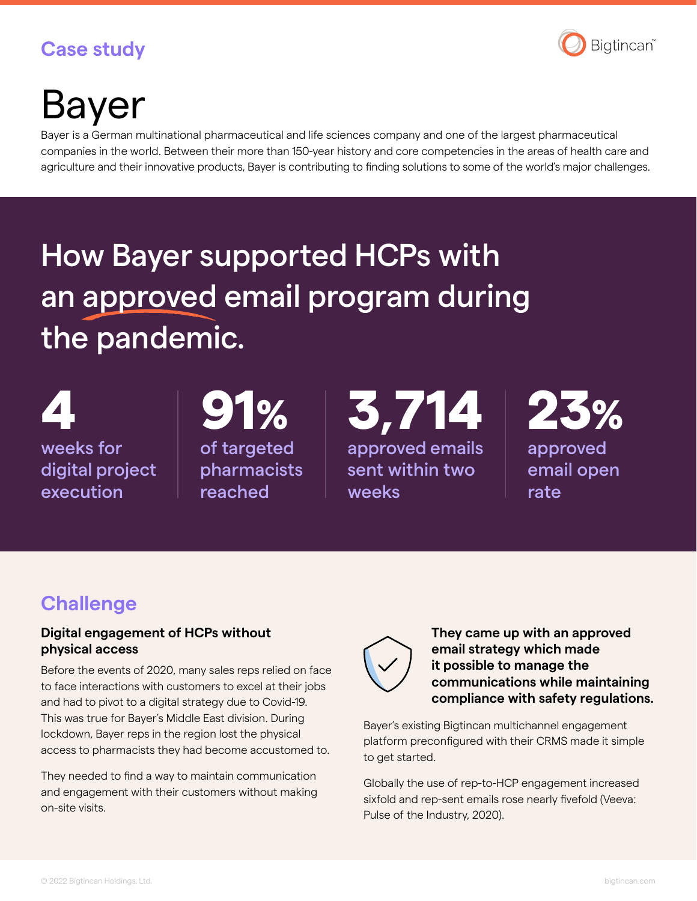Case study

Bigtincan

# Bayer

Bayer is a German multinational pharmaceutical and life sciences company and one of the largest pharmaceutical companies in the world. Between their more than 150-year history and core competencies in the areas of health care and agriculture and their innovative products, Bayer is contributing to finding solutions to some of the world's major challenges.

## How Bayer supported HCPs with an approved email program during the pandemic.

**4**
weeks for digital project execution

**91%**
of targeted pharmacists reached

**3,714**
approved emails sent within two weeks

**23%**
approved email open rate

## Challenge

### Digital engagement of HCPs without physical access

Before the events of 2020, many sales reps relied on face to face interactions with customers to excel at their jobs and had to pivot to a digital strategy due to Covid-19. This was true for Bayer's Middle East division. During lockdown, Bayer reps in the region lost the physical access to pharmacists they had become accustomed to.

They needed to find a way to maintain communication and engagement with their customers without making on-site visits.

**They came up with an approved email strategy which made it possible to manage the communications while maintaining compliance with safety regulations.**

Bayer's existing Bigtincan multichannel engagement platform preconfigured with their CRMS made it simple to get started.

Globally the use of rep-to-HCP engagement increased sixfold and rep-sent emails rose nearly fivefold (Veeva: Pulse of the Industry, 2020).

© 2022 Bigtincan Holdings, Ltd.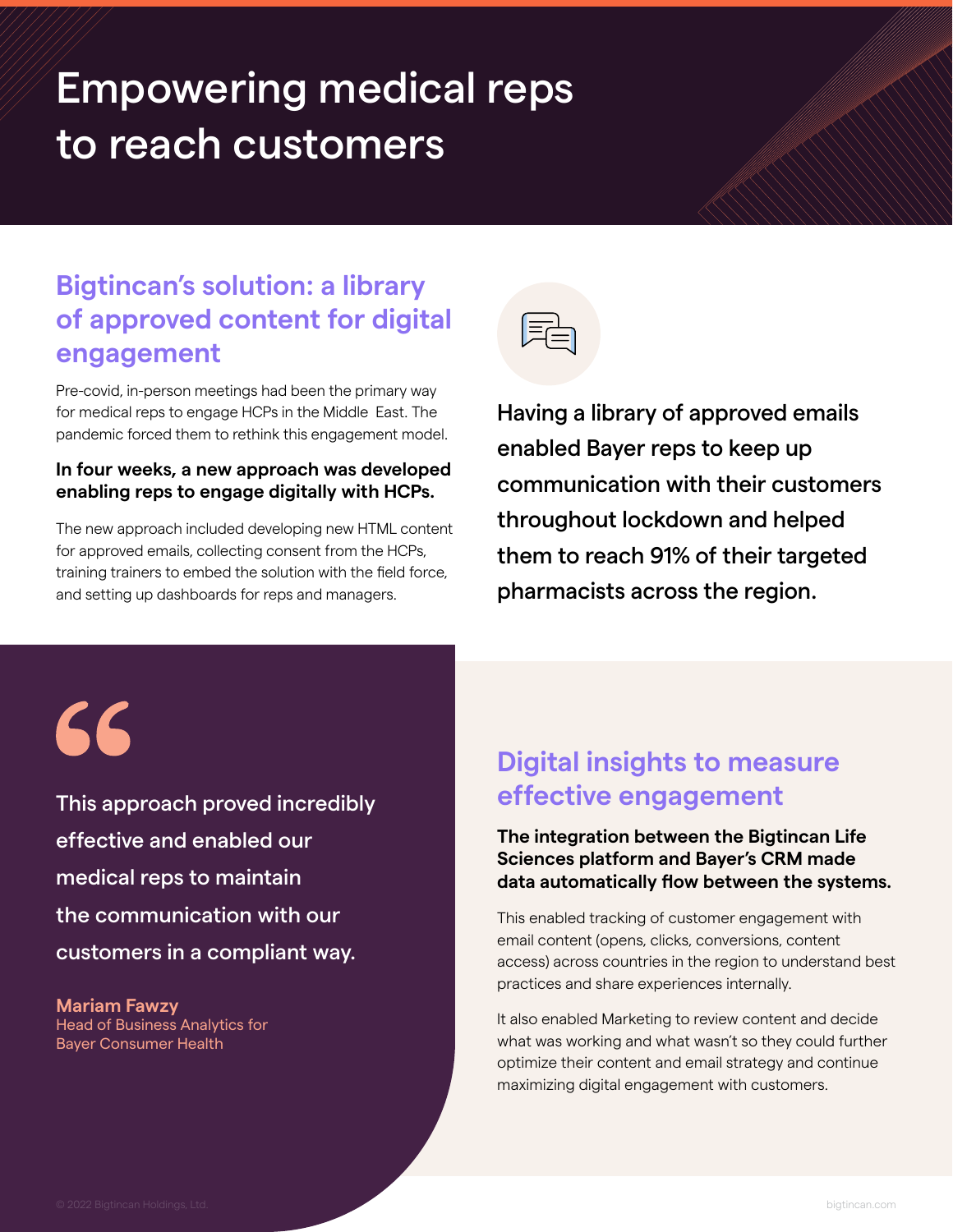# Empowering medical reps to reach customers

## Bigtincan's solution: a library of approved content for digital engagement

Pre-covid, in-person meetings had been the primary way for medical reps to engage HCPs in the Middle East. The pandemic forced them to rethink this engagement model.

**In four weeks, a new approach was developed enabling reps to engage digitally with HCPs.**

The new approach included developing new HTML content for approved emails, collecting consent from the HCPs, training trainers to embed the solution with the field force, and setting up dashboards for reps and managers.

Having a library of approved emails enabled Bayer reps to keep up communication with their customers throughout lockdown and helped them to reach 91% of their targeted pharmacists across the region.

> This approach proved incredibly effective and enabled our medical reps to maintain the communication with our customers in a compliant way.
>
> **Mariam Fawzy**
> Head of Business Analytics for Bayer Consumer Health

## Digital insights to measure effective engagement

**The integration between the Bigtincan Life Sciences platform and Bayer's CRM made data automatically flow between the systems.**

This enabled tracking of customer engagement with email content (opens, clicks, conversions, content access) across countries in the region to understand best practices and share experiences internally.

It also enabled Marketing to review content and decide what was working and what wasn't so they could further optimize their content and email strategy and continue maximizing digital engagement with customers.